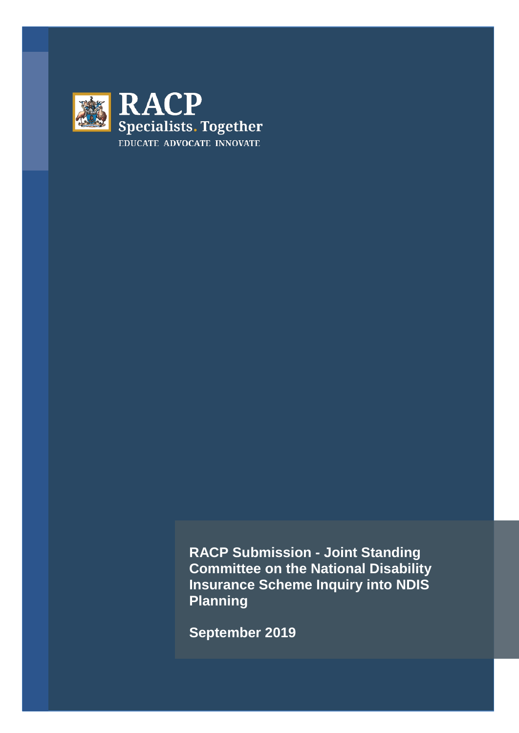RACP
Specialists. Together
EDUCATE ADVOCATE INNOVATE

# RACP Submission - Joint Standing Committee on the National Disability Insurance Scheme Inquiry into NDIS Planning

**September 2019**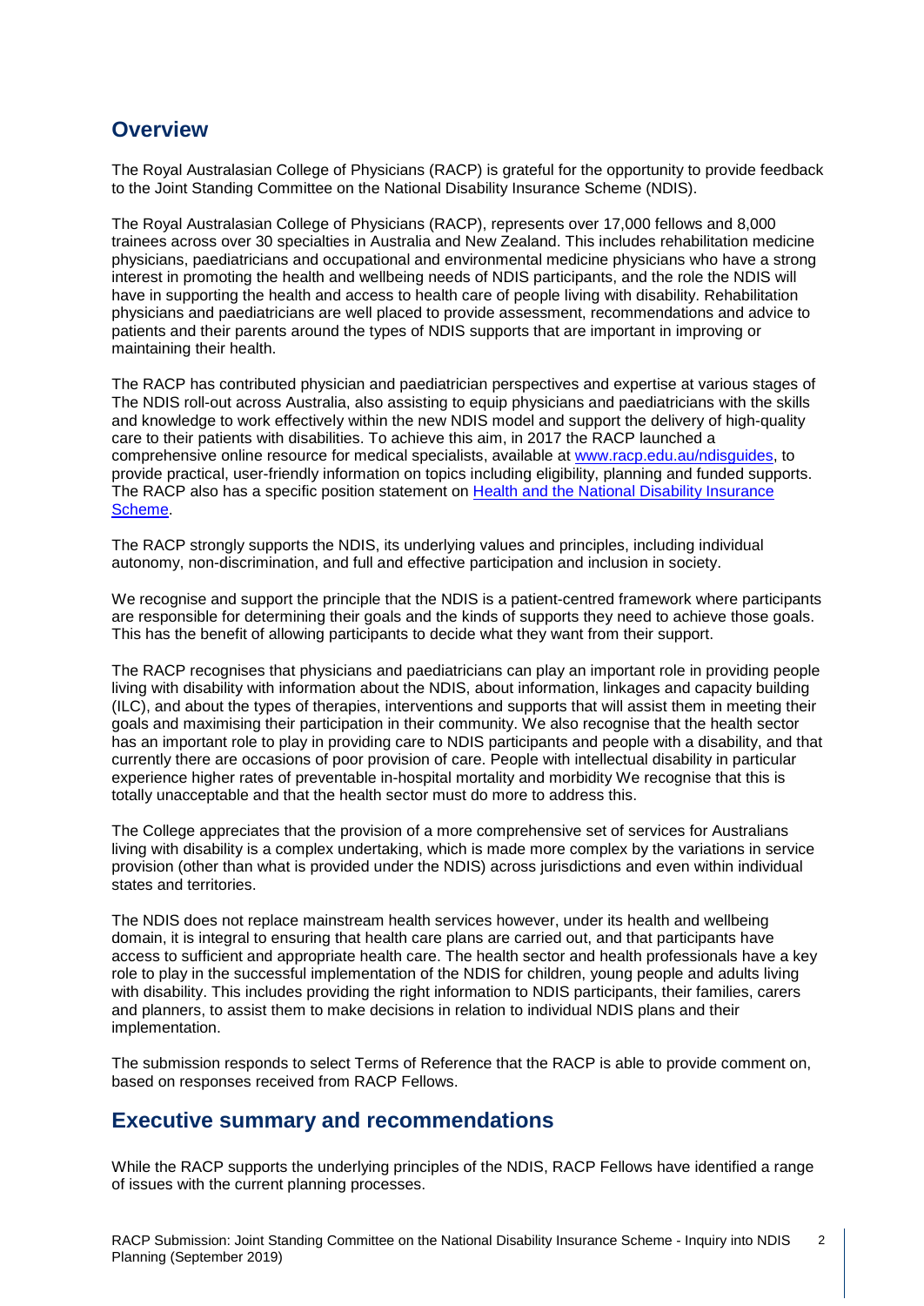## Overview

The Royal Australasian College of Physicians (RACP) is grateful for the opportunity to provide feedback to the Joint Standing Committee on the National Disability Insurance Scheme (NDIS).

The Royal Australasian College of Physicians (RACP), represents over 17,000 fellows and 8,000 trainees across over 30 specialties in Australia and New Zealand. This includes rehabilitation medicine physicians, paediatricians and occupational and environmental medicine physicians who have a strong interest in promoting the health and wellbeing needs of NDIS participants, and the role the NDIS will have in supporting the health and access to health care of people living with disability. Rehabilitation physicians and paediatricians are well placed to provide assessment, recommendations and advice to patients and their parents around the types of NDIS supports that are important in improving or maintaining their health.

The RACP has contributed physician and paediatrician perspectives and expertise at various stages of The NDIS roll-out across Australia, also assisting to equip physicians and paediatricians with the skills and knowledge to work effectively within the new NDIS model and support the delivery of high-quality care to their patients with disabilities. To achieve this aim, in 2017 the RACP launched a comprehensive online resource for medical specialists, available at [www.racp.edu.au/ndisguides](www.racp.edu.au/ndisguides), to provide practical, user-friendly information on topics including eligibility, planning and funded supports. The RACP also has a specific position statement on Health and the National Disability Insurance Scheme.

The RACP strongly supports the NDIS, its underlying values and principles, including individual autonomy, non-discrimination, and full and effective participation and inclusion in society.

We recognise and support the principle that the NDIS is a patient-centred framework where participants are responsible for determining their goals and the kinds of supports they need to achieve those goals. This has the benefit of allowing participants to decide what they want from their support.

The RACP recognises that physicians and paediatricians can play an important role in providing people living with disability with information about the NDIS, about information, linkages and capacity building (ILC), and about the types of therapies, interventions and supports that will assist them in meeting their goals and maximising their participation in their community. We also recognise that the health sector has an important role to play in providing care to NDIS participants and people with a disability, and that currently there are occasions of poor provision of care. People with intellectual disability in particular experience higher rates of preventable in-hospital mortality and morbidity We recognise that this is totally unacceptable and that the health sector must do more to address this.

The College appreciates that the provision of a more comprehensive set of services for Australians living with disability is a complex undertaking, which is made more complex by the variations in service provision (other than what is provided under the NDIS) across jurisdictions and even within individual states and territories.

The NDIS does not replace mainstream health services however, under its health and wellbeing domain, it is integral to ensuring that health care plans are carried out, and that participants have access to sufficient and appropriate health care. The health sector and health professionals have a key role to play in the successful implementation of the NDIS for children, young people and adults living with disability. This includes providing the right information to NDIS participants, their families, carers and planners, to assist them to make decisions in relation to individual NDIS plans and their implementation.

The submission responds to select Terms of Reference that the RACP is able to provide comment on, based on responses received from RACP Fellows.

## Executive summary and recommendations

While the RACP supports the underlying principles of the NDIS, RACP Fellows have identified a range of issues with the current planning processes.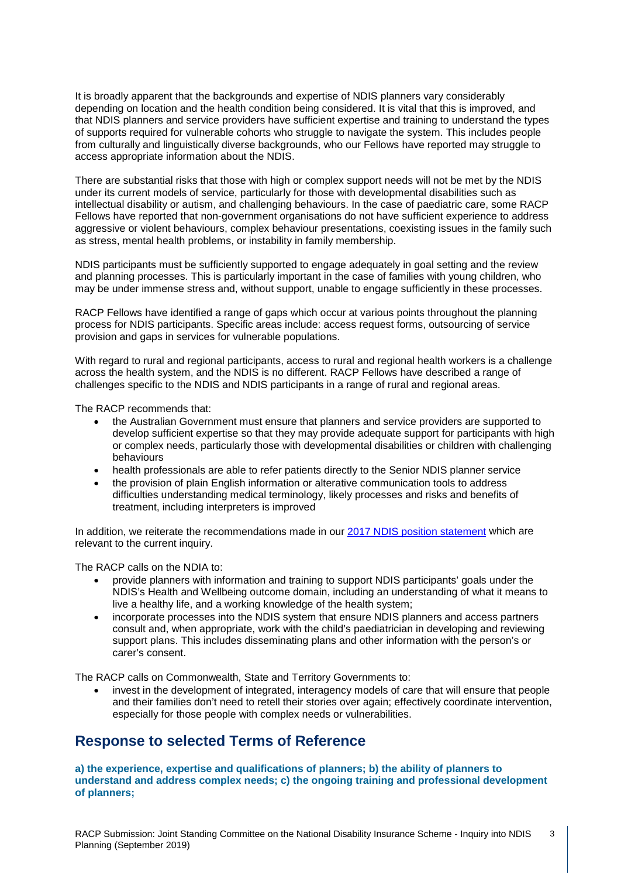It is broadly apparent that the backgrounds and expertise of NDIS planners vary considerably depending on location and the health condition being considered. It is vital that this is improved, and that NDIS planners and service providers have sufficient expertise and training to understand the types of supports required for vulnerable cohorts who struggle to navigate the system. This includes people from culturally and linguistically diverse backgrounds, who our Fellows have reported may struggle to access appropriate information about the NDIS.

There are substantial risks that those with high or complex support needs will not be met by the NDIS under its current models of service, particularly for those with developmental disabilities such as intellectual disability or autism, and challenging behaviours. In the case of paediatric care, some RACP Fellows have reported that non-government organisations do not have sufficient experience to address aggressive or violent behaviours, complex behaviour presentations, coexisting issues in the family such as stress, mental health problems, or instability in family membership.

NDIS participants must be sufficiently supported to engage adequately in goal setting and the review and planning processes. This is particularly important in the case of families with young children, who may be under immense stress and, without support, unable to engage sufficiently in these processes.

RACP Fellows have identified a range of gaps which occur at various points throughout the planning process for NDIS participants. Specific areas include: access request forms, outsourcing of service provision and gaps in services for vulnerable populations.

With regard to rural and regional participants, access to rural and regional health workers is a challenge across the health system, and the NDIS is no different. RACP Fellows have described a range of challenges specific to the NDIS and NDIS participants in a range of rural and regional areas.

The RACP recommends that:

- the Australian Government must ensure that planners and service providers are supported to develop sufficient expertise so that they may provide adequate support for participants with high or complex needs, particularly those with developmental disabilities or children with challenging behaviours
- health professionals are able to refer patients directly to the Senior NDIS planner service
- the provision of plain English information or alterative communication tools to address difficulties understanding medical terminology, likely processes and risks and benefits of treatment, including interpreters is improved

In addition, we reiterate the recommendations made in our [2017 NDIS position statement] which are relevant to the current inquiry.

The RACP calls on the NDIA to:

- provide planners with information and training to support NDIS participants' goals under the NDIS's Health and Wellbeing outcome domain, including an understanding of what it means to live a healthy life, and a working knowledge of the health system;
- incorporate processes into the NDIS system that ensure NDIS planners and access partners consult and, when appropriate, work with the child's paediatrician in developing and reviewing support plans. This includes disseminating plans and other information with the person's or carer's consent.

The RACP calls on Commonwealth, State and Territory Governments to:

- invest in the development of integrated, interagency models of care that will ensure that people and their families don't need to retell their stories over again; effectively coordinate intervention, especially for those people with complex needs or vulnerabilities.

## Response to selected Terms of Reference

**a) the experience, expertise and qualifications of planners; b) the ability of planners to understand and address complex needs; c) the ongoing training and professional development of planners;**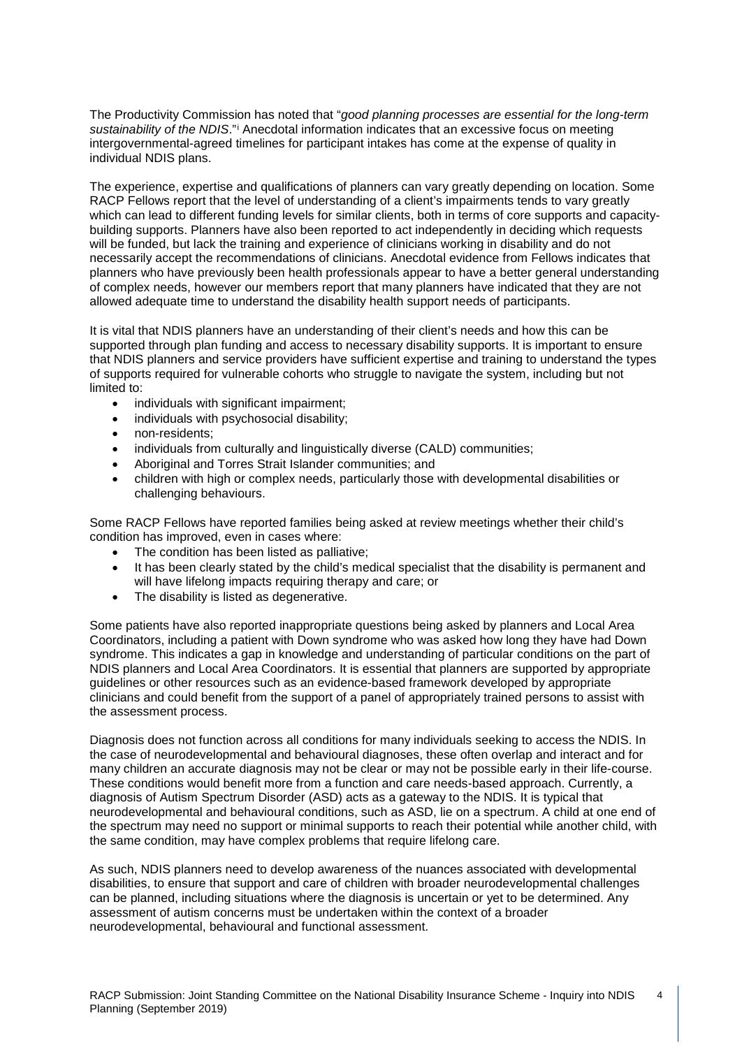The Productivity Commission has noted that "*good planning processes are essential for the long-term sustainability of the NDIS*."[i] Anecdotal information indicates that an excessive focus on meeting intergovernmental-agreed timelines for participant intakes has come at the expense of quality in individual NDIS plans.

The experience, expertise and qualifications of planners can vary greatly depending on location. Some RACP Fellows report that the level of understanding of a client's impairments tends to vary greatly which can lead to different funding levels for similar clients, both in terms of core supports and capacity-building supports. Planners have also been reported to act independently in deciding which requests will be funded, but lack the training and experience of clinicians working in disability and do not necessarily accept the recommendations of clinicians. Anecdotal evidence from Fellows indicates that planners who have previously been health professionals appear to have a better general understanding of complex needs, however our members report that many planners have indicated that they are not allowed adequate time to understand the disability health support needs of participants.

It is vital that NDIS planners have an understanding of their client's needs and how this can be supported through plan funding and access to necessary disability supports. It is important to ensure that NDIS planners and service providers have sufficient expertise and training to understand the types of supports required for vulnerable cohorts who struggle to navigate the system, including but not limited to:

- individuals with significant impairment;
- individuals with psychosocial disability;
- non-residents;
- individuals from culturally and linguistically diverse (CALD) communities;
- Aboriginal and Torres Strait Islander communities; and
- children with high or complex needs, particularly those with developmental disabilities or challenging behaviours.

Some RACP Fellows have reported families being asked at review meetings whether their child's condition has improved, even in cases where:

- The condition has been listed as palliative;
- It has been clearly stated by the child's medical specialist that the disability is permanent and will have lifelong impacts requiring therapy and care; or
- The disability is listed as degenerative.

Some patients have also reported inappropriate questions being asked by planners and Local Area Coordinators, including a patient with Down syndrome who was asked how long they have had Down syndrome. This indicates a gap in knowledge and understanding of particular conditions on the part of NDIS planners and Local Area Coordinators. It is essential that planners are supported by appropriate guidelines or other resources such as an evidence-based framework developed by appropriate clinicians and could benefit from the support of a panel of appropriately trained persons to assist with the assessment process.

Diagnosis does not function across all conditions for many individuals seeking to access the NDIS. In the case of neurodevelopmental and behavioural diagnoses, these often overlap and interact and for many children an accurate diagnosis may not be clear or may not be possible early in their life-course. These conditions would benefit more from a function and care needs-based approach. Currently, a diagnosis of Autism Spectrum Disorder (ASD) acts as a gateway to the NDIS. It is typical that neurodevelopmental and behavioural conditions, such as ASD, lie on a spectrum. A child at one end of the spectrum may need no support or minimal supports to reach their potential while another child, with the same condition, may have complex problems that require lifelong care.

As such, NDIS planners need to develop awareness of the nuances associated with developmental disabilities, to ensure that support and care of children with broader neurodevelopmental challenges can be planned, including situations where the diagnosis is uncertain or yet to be determined. Any assessment of autism concerns must be undertaken within the context of a broader neurodevelopmental, behavioural and functional assessment.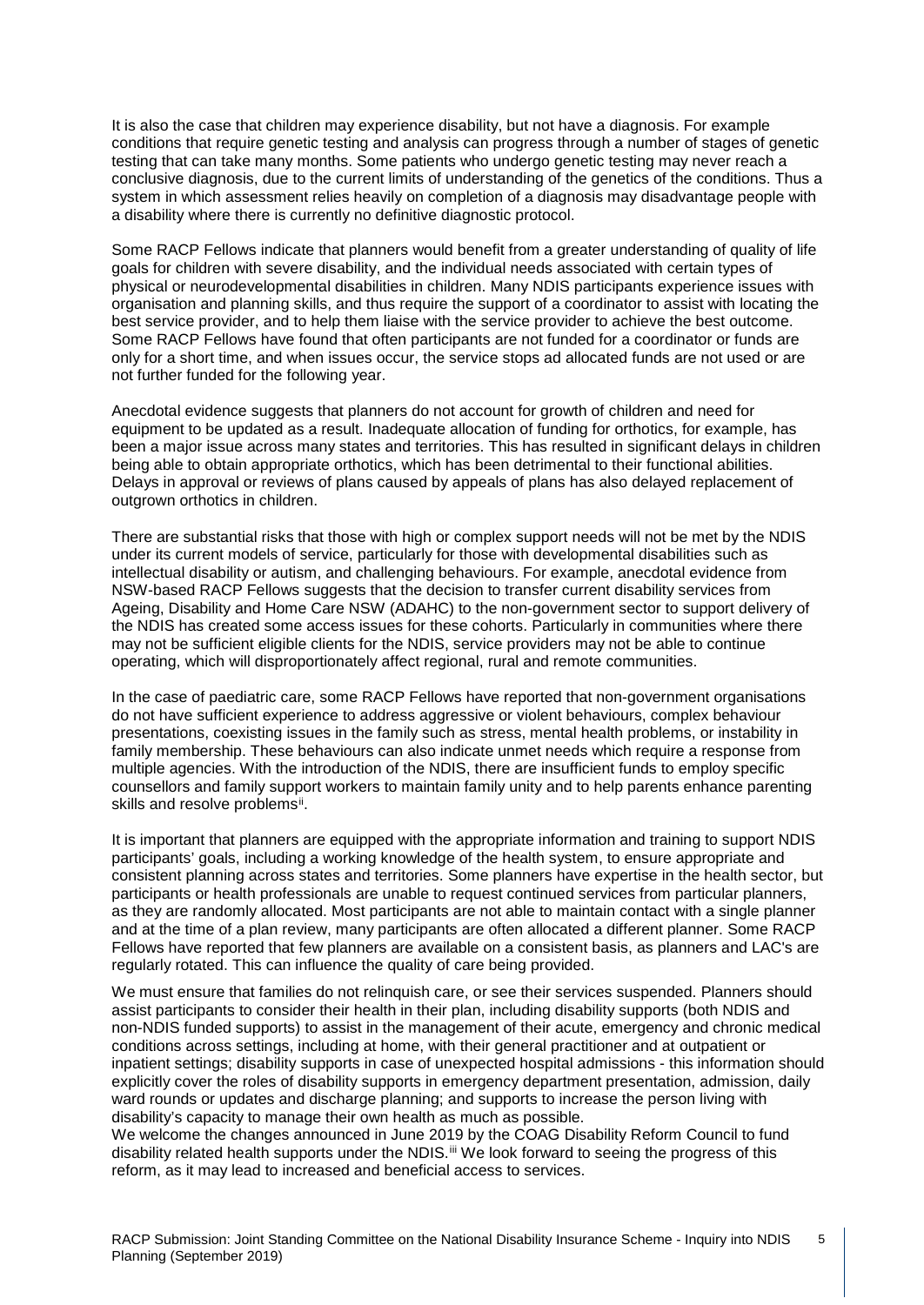It is also the case that children may experience disability, but not have a diagnosis. For example conditions that require genetic testing and analysis can progress through a number of stages of genetic testing that can take many months. Some patients who undergo genetic testing may never reach a conclusive diagnosis, due to the current limits of understanding of the genetics of the conditions. Thus a system in which assessment relies heavily on completion of a diagnosis may disadvantage people with a disability where there is currently no definitive diagnostic protocol.

Some RACP Fellows indicate that planners would benefit from a greater understanding of quality of life goals for children with severe disability, and the individual needs associated with certain types of physical or neurodevelopmental disabilities in children. Many NDIS participants experience issues with organisation and planning skills, and thus require the support of a coordinator to assist with locating the best service provider, and to help them liaise with the service provider to achieve the best outcome. Some RACP Fellows have found that often participants are not funded for a coordinator or funds are only for a short time, and when issues occur, the service stops ad allocated funds are not used or are not further funded for the following year.

Anecdotal evidence suggests that planners do not account for growth of children and need for equipment to be updated as a result. Inadequate allocation of funding for orthotics, for example, has been a major issue across many states and territories. This has resulted in significant delays in children being able to obtain appropriate orthotics, which has been detrimental to their functional abilities. Delays in approval or reviews of plans caused by appeals of plans has also delayed replacement of outgrown orthotics in children.

There are substantial risks that those with high or complex support needs will not be met by the NDIS under its current models of service, particularly for those with developmental disabilities such as intellectual disability or autism, and challenging behaviours. For example, anecdotal evidence from NSW-based RACP Fellows suggests that the decision to transfer current disability services from Ageing, Disability and Home Care NSW (ADAHC) to the non-government sector to support delivery of the NDIS has created some access issues for these cohorts. Particularly in communities where there may not be sufficient eligible clients for the NDIS, service providers may not be able to continue operating, which will disproportionately affect regional, rural and remote communities.

In the case of paediatric care, some RACP Fellows have reported that non-government organisations do not have sufficient experience to address aggressive or violent behaviours, complex behaviour presentations, coexisting issues in the family such as stress, mental health problems, or instability in family membership. These behaviours can also indicate unmet needs which require a response from multiple agencies. With the introduction of the NDIS, there are insufficient funds to employ specific counsellors and family support workers to maintain family unity and to help parents enhance parenting skills and resolve problems[ii].

It is important that planners are equipped with the appropriate information and training to support NDIS participants' goals, including a working knowledge of the health system, to ensure appropriate and consistent planning across states and territories. Some planners have expertise in the health sector, but participants or health professionals are unable to request continued services from particular planners, as they are randomly allocated. Most participants are not able to maintain contact with a single planner and at the time of a plan review, many participants are often allocated a different planner. Some RACP Fellows have reported that few planners are available on a consistent basis, as planners and LAC's are regularly rotated. This can influence the quality of care being provided.

We must ensure that families do not relinquish care, or see their services suspended. Planners should assist participants to consider their health in their plan, including disability supports (both NDIS and non-NDIS funded supports) to assist in the management of their acute, emergency and chronic medical conditions across settings, including at home, with their general practitioner and at outpatient or inpatient settings; disability supports in case of unexpected hospital admissions - this information should explicitly cover the roles of disability supports in emergency department presentation, admission, daily ward rounds or updates and discharge planning; and supports to increase the person living with disability's capacity to manage their own health as much as possible.

We welcome the changes announced in June 2019 by the COAG Disability Reform Council to fund disability related health supports under the NDIS.[iii] We look forward to seeing the progress of this reform, as it may lead to increased and beneficial access to services.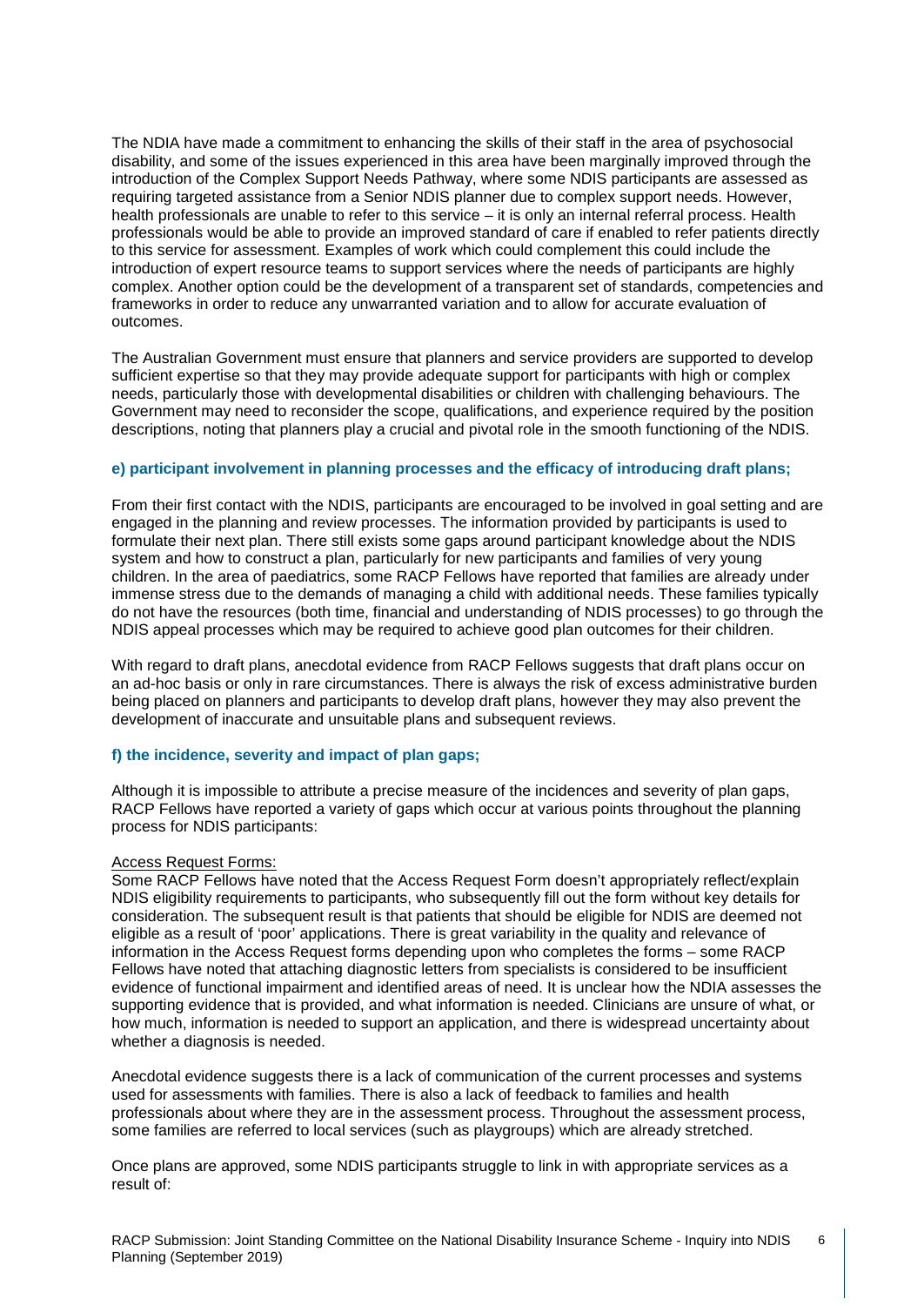The NDIA have made a commitment to enhancing the skills of their staff in the area of psychosocial disability, and some of the issues experienced in this area have been marginally improved through the introduction of the Complex Support Needs Pathway, where some NDIS participants are assessed as requiring targeted assistance from a Senior NDIS planner due to complex support needs. However, health professionals are unable to refer to this service – it is only an internal referral process. Health professionals would be able to provide an improved standard of care if enabled to refer patients directly to this service for assessment. Examples of work which could complement this could include the introduction of expert resource teams to support services where the needs of participants are highly complex. Another option could be the development of a transparent set of standards, competencies and frameworks in order to reduce any unwarranted variation and to allow for accurate evaluation of outcomes.

The Australian Government must ensure that planners and service providers are supported to develop sufficient expertise so that they may provide adequate support for participants with high or complex needs, particularly those with developmental disabilities or children with challenging behaviours. The Government may need to reconsider the scope, qualifications, and experience required by the position descriptions, noting that planners play a crucial and pivotal role in the smooth functioning of the NDIS.

#### e) participant involvement in planning processes and the efficacy of introducing draft plans;

From their first contact with the NDIS, participants are encouraged to be involved in goal setting and are engaged in the planning and review processes. The information provided by participants is used to formulate their next plan. There still exists some gaps around participant knowledge about the NDIS system and how to construct a plan, particularly for new participants and families of very young children. In the area of paediatrics, some RACP Fellows have reported that families are already under immense stress due to the demands of managing a child with additional needs. These families typically do not have the resources (both time, financial and understanding of NDIS processes) to go through the NDIS appeal processes which may be required to achieve good plan outcomes for their children.

With regard to draft plans, anecdotal evidence from RACP Fellows suggests that draft plans occur on an ad-hoc basis or only in rare circumstances. There is always the risk of excess administrative burden being placed on planners and participants to develop draft plans, however they may also prevent the development of inaccurate and unsuitable plans and subsequent reviews.

#### f) the incidence, severity and impact of plan gaps;

Although it is impossible to attribute a precise measure of the incidences and severity of plan gaps, RACP Fellows have reported a variety of gaps which occur at various points throughout the planning process for NDIS participants:

<u>Access Request Forms:</u>
Some RACP Fellows have noted that the Access Request Form doesn't appropriately reflect/explain NDIS eligibility requirements to participants, who subsequently fill out the form without key details for consideration. The subsequent result is that patients that should be eligible for NDIS are deemed not eligible as a result of 'poor' applications. There is great variability in the quality and relevance of information in the Access Request forms depending upon who completes the forms – some RACP Fellows have noted that attaching diagnostic letters from specialists is considered to be insufficient evidence of functional impairment and identified areas of need. It is unclear how the NDIA assesses the supporting evidence that is provided, and what information is needed. Clinicians are unsure of what, or how much, information is needed to support an application, and there is widespread uncertainty about whether a diagnosis is needed.

Anecdotal evidence suggests there is a lack of communication of the current processes and systems used for assessments with families. There is also a lack of feedback to families and health professionals about where they are in the assessment process. Throughout the assessment process, some families are referred to local services (such as playgroups) which are already stretched.

Once plans are approved, some NDIS participants struggle to link in with appropriate services as a result of: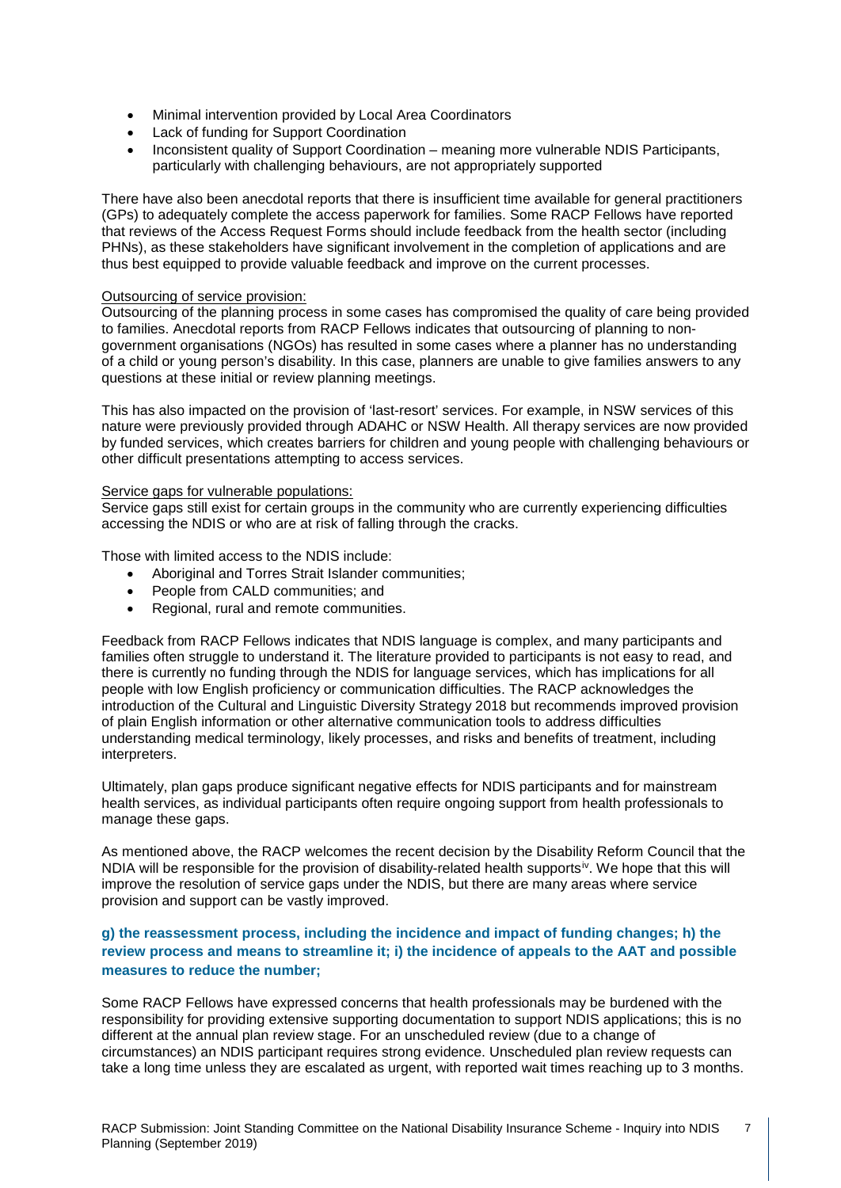- Minimal intervention provided by Local Area Coordinators
- Lack of funding for Support Coordination
- Inconsistent quality of Support Coordination – meaning more vulnerable NDIS Participants, particularly with challenging behaviours, are not appropriately supported

There have also been anecdotal reports that there is insufficient time available for general practitioners (GPs) to adequately complete the access paperwork for families. Some RACP Fellows have reported that reviews of the Access Request Forms should include feedback from the health sector (including PHNs), as these stakeholders have significant involvement in the completion of applications and are thus best equipped to provide valuable feedback and improve on the current processes.

Outsourcing of service provision:

Outsourcing of the planning process in some cases has compromised the quality of care being provided to families. Anecdotal reports from RACP Fellows indicates that outsourcing of planning to non-government organisations (NGOs) has resulted in some cases where a planner has no understanding of a child or young person's disability. In this case, planners are unable to give families answers to any questions at these initial or review planning meetings.

This has also impacted on the provision of 'last-resort' services. For example, in NSW services of this nature were previously provided through ADAHC or NSW Health. All therapy services are now provided by funded services, which creates barriers for children and young people with challenging behaviours or other difficult presentations attempting to access services.

Service gaps for vulnerable populations:

Service gaps still exist for certain groups in the community who are currently experiencing difficulties accessing the NDIS or who are at risk of falling through the cracks.

Those with limited access to the NDIS include:

- Aboriginal and Torres Strait Islander communities;
- People from CALD communities; and
- Regional, rural and remote communities.

Feedback from RACP Fellows indicates that NDIS language is complex, and many participants and families often struggle to understand it. The literature provided to participants is not easy to read, and there is currently no funding through the NDIS for language services, which has implications for all people with low English proficiency or communication difficulties. The RACP acknowledges the introduction of the Cultural and Linguistic Diversity Strategy 2018 but recommends improved provision of plain English information or other alternative communication tools to address difficulties understanding medical terminology, likely processes, and risks and benefits of treatment, including interpreters.

Ultimately, plan gaps produce significant negative effects for NDIS participants and for mainstream health services, as individual participants often require ongoing support from health professionals to manage these gaps.

As mentioned above, the RACP welcomes the recent decision by the Disability Reform Council that the NDIA will be responsible for the provision of disability-related health supports[iv]. We hope that this will improve the resolution of service gaps under the NDIS, but there are many areas where service provision and support can be vastly improved.

### g) the reassessment process, including the incidence and impact of funding changes; h) the review process and means to streamline it; i) the incidence of appeals to the AAT and possible measures to reduce the number;

Some RACP Fellows have expressed concerns that health professionals may be burdened with the responsibility for providing extensive supporting documentation to support NDIS applications; this is no different at the annual plan review stage. For an unscheduled review (due to a change of circumstances) an NDIS participant requires strong evidence. Unscheduled plan review requests can take a long time unless they are escalated as urgent, with reported wait times reaching up to 3 months.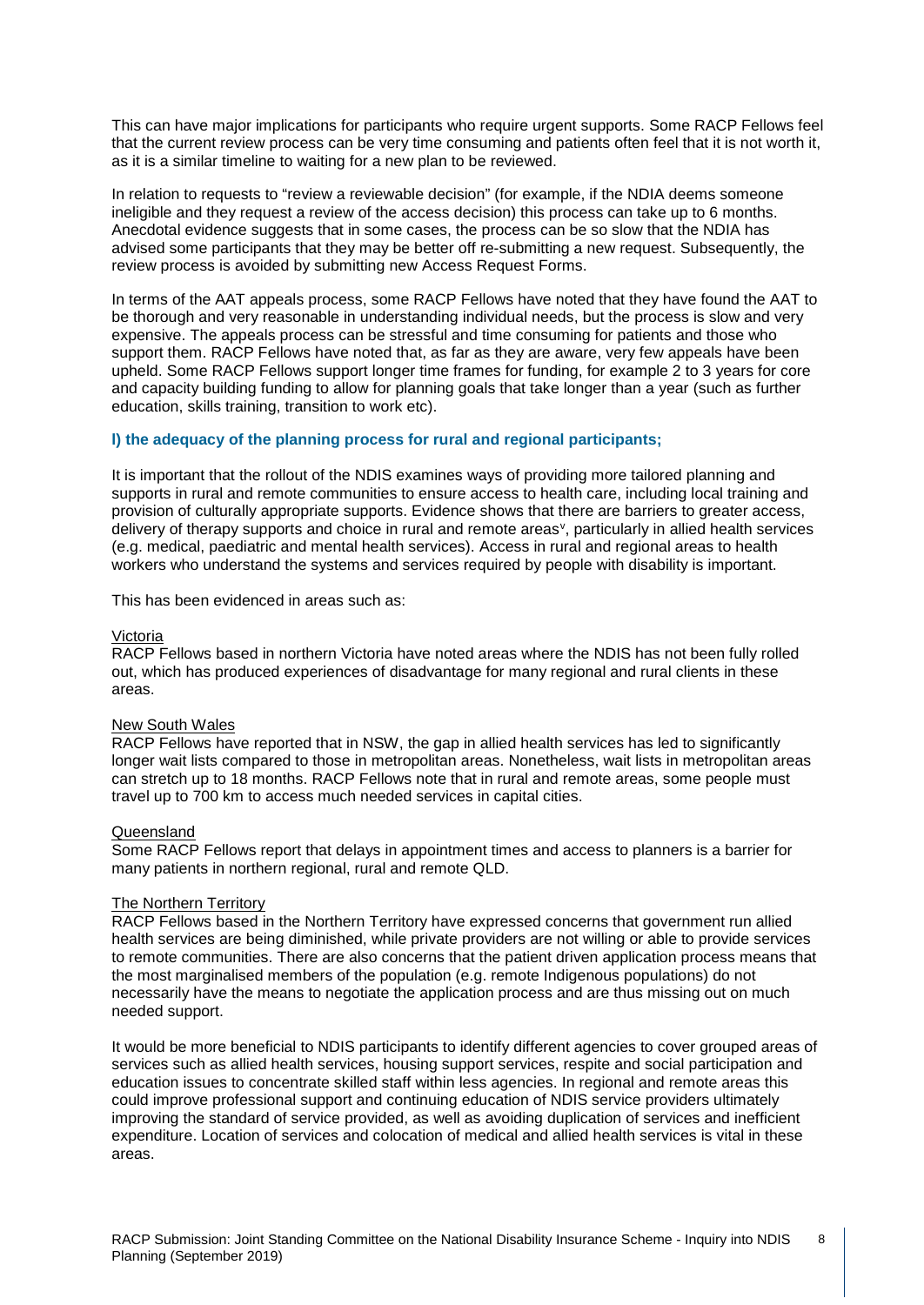This can have major implications for participants who require urgent supports. Some RACP Fellows feel that the current review process can be very time consuming and patients often feel that it is not worth it, as it is a similar timeline to waiting for a new plan to be reviewed.

In relation to requests to "review a reviewable decision" (for example, if the NDIA deems someone ineligible and they request a review of the access decision) this process can take up to 6 months. Anecdotal evidence suggests that in some cases, the process can be so slow that the NDIA has advised some participants that they may be better off re-submitting a new request. Subsequently, the review process is avoided by submitting new Access Request Forms.

In terms of the AAT appeals process, some RACP Fellows have noted that they have found the AAT to be thorough and very reasonable in understanding individual needs, but the process is slow and very expensive. The appeals process can be stressful and time consuming for patients and those who support them. RACP Fellows have noted that, as far as they are aware, very few appeals have been upheld. Some RACP Fellows support longer time frames for funding, for example 2 to 3 years for core and capacity building funding to allow for planning goals that take longer than a year (such as further education, skills training, transition to work etc).

### l) the adequacy of the planning process for rural and regional participants;

It is important that the rollout of the NDIS examines ways of providing more tailored planning and supports in rural and remote communities to ensure access to health care, including local training and provision of culturally appropriate supports. Evidence shows that there are barriers to greater access, delivery of therapy supports and choice in rural and remote areas[v], particularly in allied health services (e.g. medical, paediatric and mental health services). Access in rural and regional areas to health workers who understand the systems and services required by people with disability is important.

This has been evidenced in areas such as:

Victoria
RACP Fellows based in northern Victoria have noted areas where the NDIS has not been fully rolled out, which has produced experiences of disadvantage for many regional and rural clients in these areas.

New South Wales
RACP Fellows have reported that in NSW, the gap in allied health services has led to significantly longer wait lists compared to those in metropolitan areas. Nonetheless, wait lists in metropolitan areas can stretch up to 18 months. RACP Fellows note that in rural and remote areas, some people must travel up to 700 km to access much needed services in capital cities.

Queensland
Some RACP Fellows report that delays in appointment times and access to planners is a barrier for many patients in northern regional, rural and remote QLD.

The Northern Territory
RACP Fellows based in the Northern Territory have expressed concerns that government run allied health services are being diminished, while private providers are not willing or able to provide services to remote communities. There are also concerns that the patient driven application process means that the most marginalised members of the population (e.g. remote Indigenous populations) do not necessarily have the means to negotiate the application process and are thus missing out on much needed support.

It would be more beneficial to NDIS participants to identify different agencies to cover grouped areas of services such as allied health services, housing support services, respite and social participation and education issues to concentrate skilled staff within less agencies. In regional and remote areas this could improve professional support and continuing education of NDIS service providers ultimately improving the standard of service provided, as well as avoiding duplication of services and inefficient expenditure. Location of services and colocation of medical and allied health services is vital in these areas.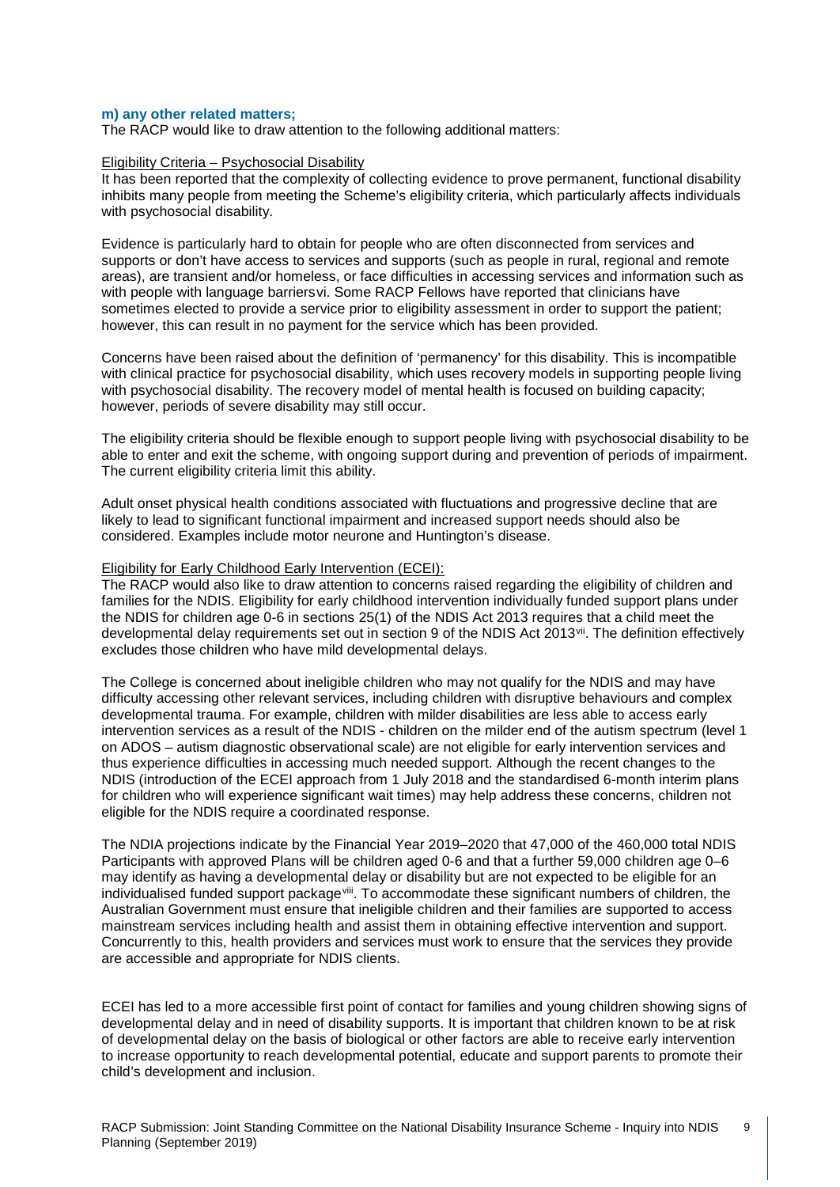**m) any other related matters;**

The RACP would like to draw attention to the following additional matters:

Eligibility Criteria – Psychosocial Disability

It has been reported that the complexity of collecting evidence to prove permanent, functional disability inhibits many people from meeting the Scheme's eligibility criteria, which particularly affects individuals with psychosocial disability.

Evidence is particularly hard to obtain for people who are often disconnected from services and supports or don't have access to services and supports (such as people in rural, regional and remote areas), are transient and/or homeless, or face difficulties in accessing services and information such as with people with language barriers[vi]. Some RACP Fellows have reported that clinicians have sometimes elected to provide a service prior to eligibility assessment in order to support the patient; however, this can result in no payment for the service which has been provided.

Concerns have been raised about the definition of 'permanency' for this disability. This is incompatible with clinical practice for psychosocial disability, which uses recovery models in supporting people living with psychosocial disability. The recovery model of mental health is focused on building capacity; however, periods of severe disability may still occur.

The eligibility criteria should be flexible enough to support people living with psychosocial disability to be able to enter and exit the scheme, with ongoing support during and prevention of periods of impairment. The current eligibility criteria limit this ability.

Adult onset physical health conditions associated with fluctuations and progressive decline that are likely to lead to significant functional impairment and increased support needs should also be considered. Examples include motor neurone and Huntington's disease.

Eligibility for Early Childhood Early Intervention (ECEI):

The RACP would also like to draw attention to concerns raised regarding the eligibility of children and families for the NDIS. Eligibility for early childhood intervention individually funded support plans under the NDIS for children age 0-6 in sections 25(1) of the NDIS Act 2013 requires that a child meet the developmental delay requirements set out in section 9 of the NDIS Act 2013[vii]. The definition effectively excludes those children who have mild developmental delays.

The College is concerned about ineligible children who may not qualify for the NDIS and may have difficulty accessing other relevant services, including children with disruptive behaviours and complex developmental trauma. For example, children with milder disabilities are less able to access early intervention services as a result of the NDIS - children on the milder end of the autism spectrum (level 1 on ADOS – autism diagnostic observational scale) are not eligible for early intervention services and thus experience difficulties in accessing much needed support. Although the recent changes to the NDIS (introduction of the ECEI approach from 1 July 2018 and the standardised 6-month interim plans for children who will experience significant wait times) may help address these concerns, children not eligible for the NDIS require a coordinated response.

The NDIA projections indicate by the Financial Year 2019–2020 that 47,000 of the 460,000 total NDIS Participants with approved Plans will be children aged 0-6 and that a further 59,000 children age 0–6 may identify as having a developmental delay or disability but are not expected to be eligible for an individualised funded support package[viii]. To accommodate these significant numbers of children, the Australian Government must ensure that ineligible children and their families are supported to access mainstream services including health and assist them in obtaining effective intervention and support. Concurrently to this, health providers and services must work to ensure that the services they provide are accessible and appropriate for NDIS clients.

ECEI has led to a more accessible first point of contact for families and young children showing signs of developmental delay and in need of disability supports. It is important that children known to be at risk of developmental delay on the basis of biological or other factors are able to receive early intervention to increase opportunity to reach developmental potential, educate and support parents to promote their child's development and inclusion.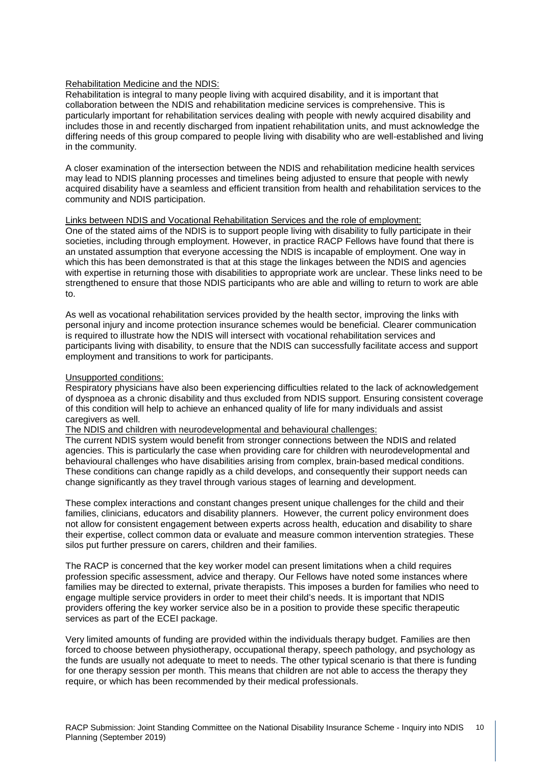Rehabilitation Medicine and the NDIS:

Rehabilitation is integral to many people living with acquired disability, and it is important that collaboration between the NDIS and rehabilitation medicine services is comprehensive. This is particularly important for rehabilitation services dealing with people with newly acquired disability and includes those in and recently discharged from inpatient rehabilitation units, and must acknowledge the differing needs of this group compared to people living with disability who are well-established and living in the community.

A closer examination of the intersection between the NDIS and rehabilitation medicine health services may lead to NDIS planning processes and timelines being adjusted to ensure that people with newly acquired disability have a seamless and efficient transition from health and rehabilitation services to the community and NDIS participation.

Links between NDIS and Vocational Rehabilitation Services and the role of employment:

One of the stated aims of the NDIS is to support people living with disability to fully participate in their societies, including through employment. However, in practice RACP Fellows have found that there is an unstated assumption that everyone accessing the NDIS is incapable of employment. One way in which this has been demonstrated is that at this stage the linkages between the NDIS and agencies with expertise in returning those with disabilities to appropriate work are unclear. These links need to be strengthened to ensure that those NDIS participants who are able and willing to return to work are able to.

As well as vocational rehabilitation services provided by the health sector, improving the links with personal injury and income protection insurance schemes would be beneficial. Clearer communication is required to illustrate how the NDIS will intersect with vocational rehabilitation services and participants living with disability, to ensure that the NDIS can successfully facilitate access and support employment and transitions to work for participants.

Unsupported conditions:

Respiratory physicians have also been experiencing difficulties related to the lack of acknowledgement of dyspnoea as a chronic disability and thus excluded from NDIS support. Ensuring consistent coverage of this condition will help to achieve an enhanced quality of life for many individuals and assist caregivers as well.

The NDIS and children with neurodevelopmental and behavioural challenges:

The current NDIS system would benefit from stronger connections between the NDIS and related agencies. This is particularly the case when providing care for children with neurodevelopmental and behavioural challenges who have disabilities arising from complex, brain-based medical conditions. These conditions can change rapidly as a child develops, and consequently their support needs can change significantly as they travel through various stages of learning and development.

These complex interactions and constant changes present unique challenges for the child and their families, clinicians, educators and disability planners. However, the current policy environment does not allow for consistent engagement between experts across health, education and disability to share their expertise, collect common data or evaluate and measure common intervention strategies. These silos put further pressure on carers, children and their families.

The RACP is concerned that the key worker model can present limitations when a child requires profession specific assessment, advice and therapy. Our Fellows have noted some instances where families may be directed to external, private therapists. This imposes a burden for families who need to engage multiple service providers in order to meet their child's needs. It is important that NDIS providers offering the key worker service also be in a position to provide these specific therapeutic services as part of the ECEI package.

Very limited amounts of funding are provided within the individuals therapy budget. Families are then forced to choose between physiotherapy, occupational therapy, speech pathology, and psychology as the funds are usually not adequate to meet to needs. The other typical scenario is that there is funding for one therapy session per month. This means that children are not able to access the therapy they require, or which has been recommended by their medical professionals.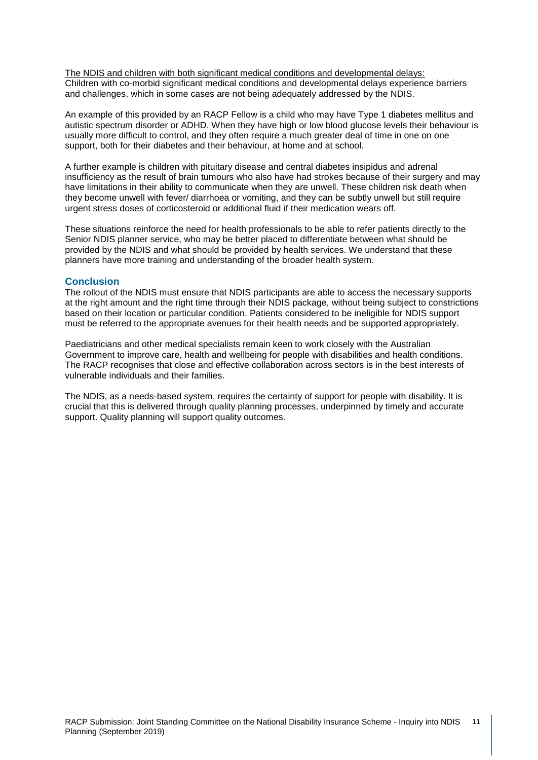<u>The NDIS and children with both significant medical conditions and developmental delays:</u>
Children with co-morbid significant medical conditions and developmental delays experience barriers and challenges, which in some cases are not being adequately addressed by the NDIS.

An example of this provided by an RACP Fellow is a child who may have Type 1 diabetes mellitus and autistic spectrum disorder or ADHD. When they have high or low blood glucose levels their behaviour is usually more difficult to control, and they often require a much greater deal of time in one on one support, both for their diabetes and their behaviour, at home and at school.

A further example is children with pituitary disease and central diabetes insipidus and adrenal insufficiency as the result of brain tumours who also have had strokes because of their surgery and may have limitations in their ability to communicate when they are unwell. These children risk death when they become unwell with fever/ diarrhoea or vomiting, and they can be subtly unwell but still require urgent stress doses of corticosteroid or additional fluid if their medication wears off.

These situations reinforce the need for health professionals to be able to refer patients directly to the Senior NDIS planner service, who may be better placed to differentiate between what should be provided by the NDIS and what should be provided by health services. We understand that these planners have more training and understanding of the broader health system.

## Conclusion

The rollout of the NDIS must ensure that NDIS participants are able to access the necessary supports at the right amount and the right time through their NDIS package, without being subject to constrictions based on their location or particular condition. Patients considered to be ineligible for NDIS support must be referred to the appropriate avenues for their health needs and be supported appropriately.

Paediatricians and other medical specialists remain keen to work closely with the Australian Government to improve care, health and wellbeing for people with disabilities and health conditions. The RACP recognises that close and effective collaboration across sectors is in the best interests of vulnerable individuals and their families.

The NDIS, as a needs-based system, requires the certainty of support for people with disability. It is crucial that this is delivered through quality planning processes, underpinned by timely and accurate support. Quality planning will support quality outcomes.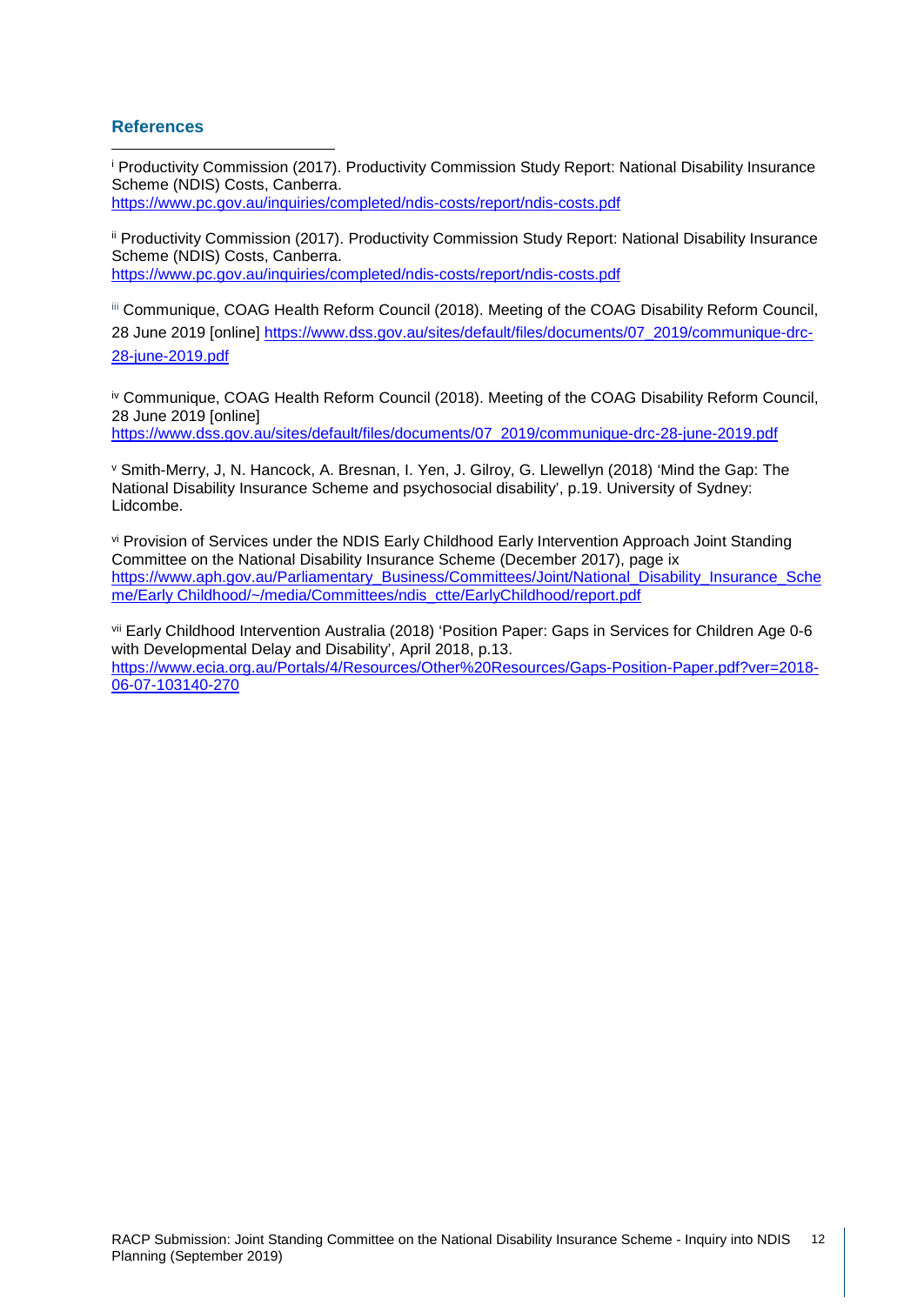## References

[i] Productivity Commission (2017). Productivity Commission Study Report: National Disability Insurance Scheme (NDIS) Costs, Canberra.
https://www.pc.gov.au/inquiries/completed/ndis-costs/report/ndis-costs.pdf

[ii] Productivity Commission (2017). Productivity Commission Study Report: National Disability Insurance Scheme (NDIS) Costs, Canberra.
https://www.pc.gov.au/inquiries/completed/ndis-costs/report/ndis-costs.pdf

[iii] Communique, COAG Health Reform Council (2018). Meeting of the COAG Disability Reform Council, 28 June 2019 [online] https://www.dss.gov.au/sites/default/files/documents/07_2019/communique-drc-28-june-2019.pdf

[iv] Communique, COAG Health Reform Council (2018). Meeting of the COAG Disability Reform Council, 28 June 2019 [online]
https://www.dss.gov.au/sites/default/files/documents/07_2019/communique-drc-28-june-2019.pdf

[v] Smith-Merry, J, N. Hancock, A. Bresnan, I. Yen, J. Gilroy, G. Llewellyn (2018) 'Mind the Gap: The National Disability Insurance Scheme and psychosocial disability', p.19. University of Sydney: Lidcombe.

[vi] Provision of Services under the NDIS Early Childhood Early Intervention Approach Joint Standing Committee on the National Disability Insurance Scheme (December 2017), page ix
https://www.aph.gov.au/Parliamentary_Business/Committees/Joint/National_Disability_Insurance_Scheme/Early Childhood/~/media/Committees/ndis_ctte/EarlyChildhood/report.pdf

[vii] Early Childhood Intervention Australia (2018) 'Position Paper: Gaps in Services for Children Age 0-6 with Developmental Delay and Disability', April 2018, p.13.
https://www.ecia.org.au/Portals/4/Resources/Other%20Resources/Gaps-Position-Paper.pdf?ver=2018-06-07-103140-270